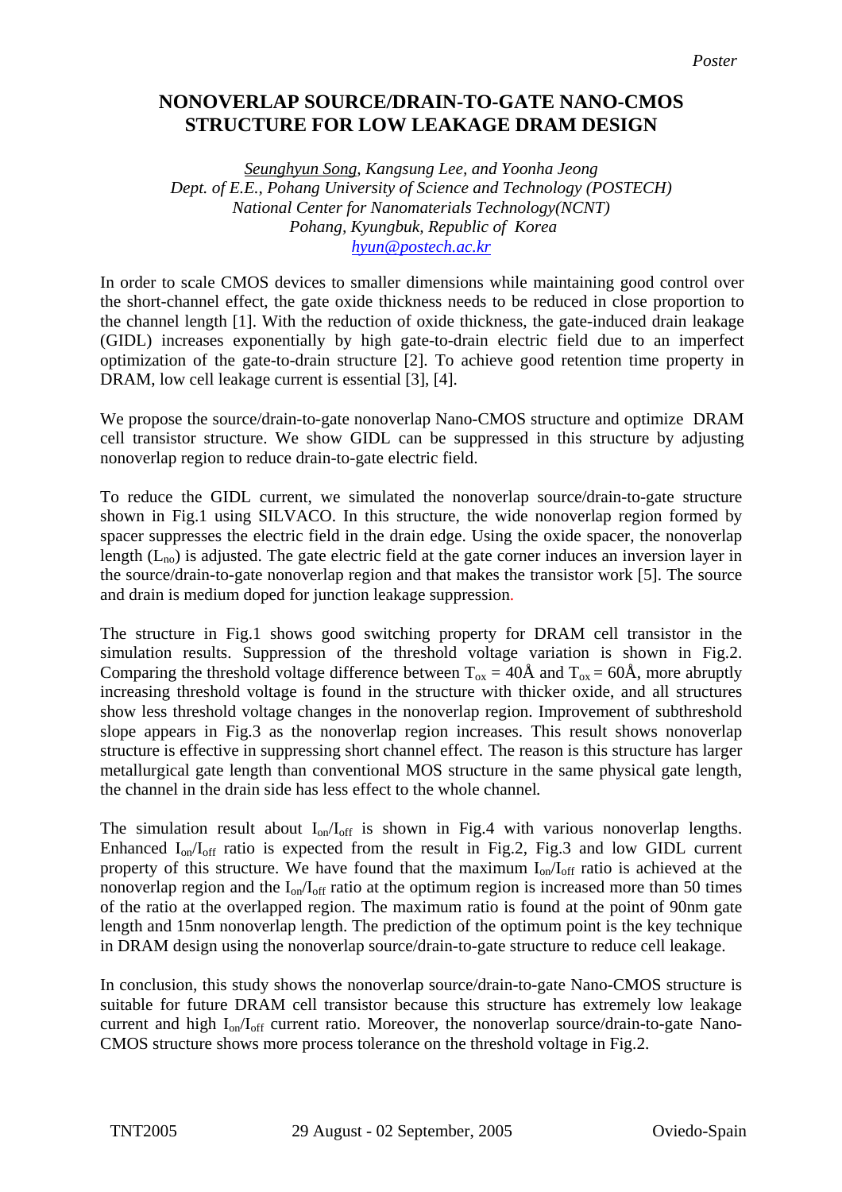*Poster*

# NONOVERLAP SOURCE/DRAIN-TO-GATE NANO-CMOS STRUCTURE FOR LOW LEAKAGE DRAM DESIGN

*Seunghyun Song, Kangsung Lee, and Yoonha Jeong*
*Dept. of E.E., Pohang University of Science and Technology (POSTECH)*
*National Center for Nanomaterials Technology(NCNT)*
*Pohang, Kyungbuk, Republic of Korea*
*hyun@postech.ac.kr*

In order to scale CMOS devices to smaller dimensions while maintaining good control over the short-channel effect, the gate oxide thickness needs to be reduced in close proportion to the channel length [1]. With the reduction of oxide thickness, the gate-induced drain leakage (GIDL) increases exponentially by high gate-to-drain electric field due to an imperfect optimization of the gate-to-drain structure [2]. To achieve good retention time property in DRAM, low cell leakage current is essential [3], [4].

We propose the source/drain-to-gate nonoverlap Nano-CMOS structure and optimize DRAM cell transistor structure. We show GIDL can be suppressed in this structure by adjusting nonoverlap region to reduce drain-to-gate electric field.

To reduce the GIDL current, we simulated the nonoverlap source/drain-to-gate structure shown in Fig.1 using SILVACO. In this structure, the wide nonoverlap region formed by spacer suppresses the electric field in the drain edge. Using the oxide spacer, the nonoverlap length ($L_{no}$) is adjusted. The gate electric field at the gate corner induces an inversion layer in the source/drain-to-gate nonoverlap region and that makes the transistor work [5]. The source and drain is medium doped for junction leakage suppression.

The structure in Fig.1 shows good switching property for DRAM cell transistor in the simulation results. Suppression of the threshold voltage variation is shown in Fig.2. Comparing the threshold voltage difference between $T_{ox}$ = 40Å and $T_{ox}$ = 60Å, more abruptly increasing threshold voltage is found in the structure with thicker oxide, and all structures show less threshold voltage changes in the nonoverlap region. Improvement of subthreshold slope appears in Fig.3 as the nonoverlap region increases. This result shows nonoverlap structure is effective in suppressing short channel effect. The reason is this structure has larger metallurgical gate length than conventional MOS structure in the same physical gate length, the channel in the drain side has less effect to the whole channel.

The simulation result about $I_{on}/I_{off}$ is shown in Fig.4 with various nonoverlap lengths. Enhanced $I_{on}/I_{off}$ ratio is expected from the result in Fig.2, Fig.3 and low GIDL current property of this structure. We have found that the maximum $I_{on}/I_{off}$ ratio is achieved at the nonoverlap region and the $I_{on}/I_{off}$ ratio at the optimum region is increased more than 50 times of the ratio at the overlapped region. The maximum ratio is found at the point of 90nm gate length and 15nm nonoverlap length. The prediction of the optimum point is the key technique in DRAM design using the nonoverlap source/drain-to-gate structure to reduce cell leakage.

In conclusion, this study shows the nonoverlap source/drain-to-gate Nano-CMOS structure is suitable for future DRAM cell transistor because this structure has extremely low leakage current and high $I_{on}/I_{off}$ current ratio. Moreover, the nonoverlap source/drain-to-gate Nano-CMOS structure shows more process tolerance on the threshold voltage in Fig.2.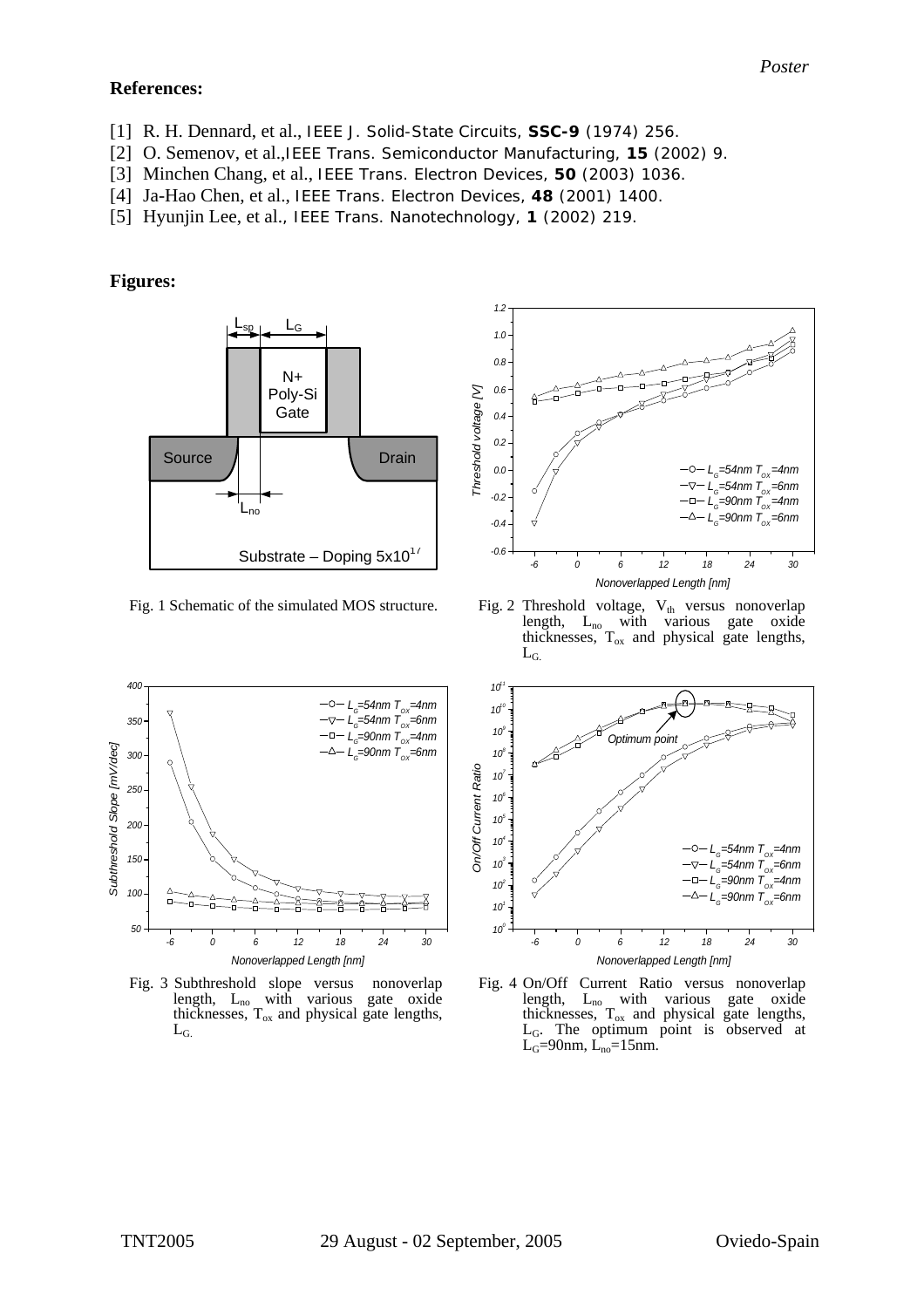## References:

[1] R. H. Dennard, et al., IEEE J. Solid-State Circuits, **SSC-9** (1974) 256.

[2] O. Semenov, et al., IEEE Trans. Semiconductor Manufacturing, **15** (2002) 9.

[3] Minchen Chang, et al., IEEE Trans. Electron Devices, **50** (2003) 1036.

[4] Ja-Hao Chen, et al., IEEE Trans. Electron Devices, **48** (2001) 1400.

[5] Hyunjin Lee, et al., IEEE Trans. Nanotechnology, **1** (2002) 219.

## Figures:

$L_{sp}$
$L_G$
N+
Poly-Si
Gate
Source
Drain
$L_{no}$
Substrate – Doping $5x10^{17}$

Fig. 1 Schematic of the simulated MOS structure.

Threshold voltage [V]
Nonoverlapped Length [nm]
$L_G$=54nm $T_{ox}$=4nm
$L_G$=54nm $T_{ox}$=6nm
$L_G$=90nm $T_{ox}$=4nm
$L_G$=90nm $T_{ox}$=6nm

Fig. 2 Threshold voltage, $V_{th}$ versus nonoverlap length, $L_{no}$ with various gate oxide thicknesses, $T_{ox}$ and physical gate lengths, $L_G$.

Subthreshold Slope [mV/dec]
Nonoverlapped Length [nm]
$L_G$=54nm $T_{ox}$=4nm
$L_G$=54nm $T_{ox}$=6nm
$L_G$=90nm $T_{ox}$=4nm
$L_G$=90nm $T_{ox}$=6nm

Fig. 3 Subthreshold slope versus nonoverlap length, $L_{no}$ with various gate oxide thicknesses, $T_{ox}$ and physical gate lengths, $L_G$.

On/Off Current Ratio
Nonoverlapped Length [nm]
Optimum point
$L_G$=54nm $T_{ox}$=4nm
$L_G$=54nm $T_{ox}$=6nm
$L_G$=90nm $T_{ox}$=4nm
$L_G$=90nm $T_{ox}$=6nm

Fig. 4 On/Off Current Ratio versus nonoverlap length, $L_{no}$ with various gate oxide thicknesses, $T_{ox}$ and physical gate lengths, $L_G$. The optimum point is observed at $L_G$=90nm, $L_{no}$=15nm.